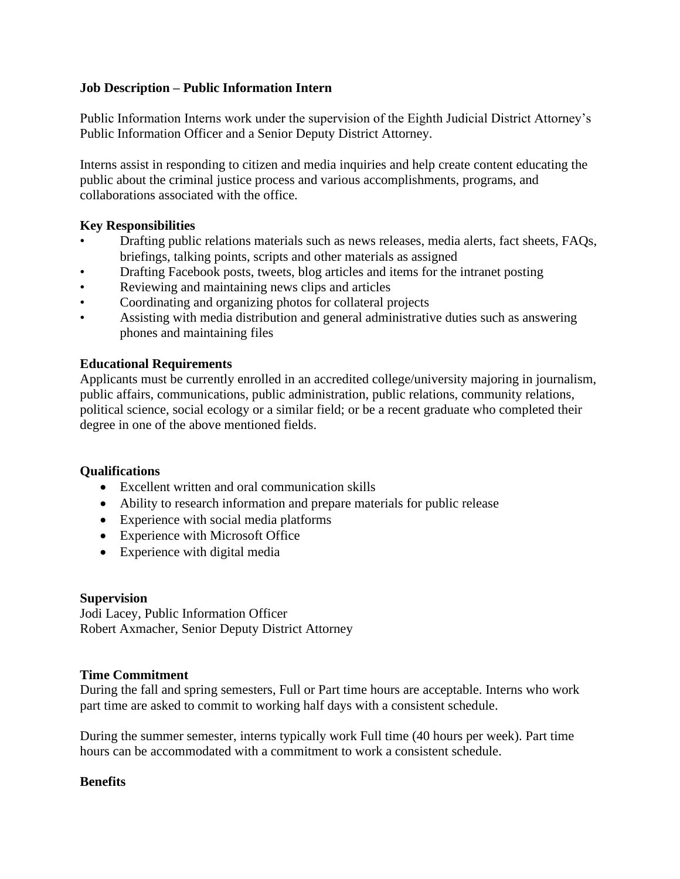**Job Description – Public Information Intern**

Public Information Interns work under the supervision of the Eighth Judicial District Attorney's Public Information Officer and a Senior Deputy District Attorney.

Interns assist in responding to citizen and media inquiries and help create content educating the public about the criminal justice process and various accomplishments, programs, and collaborations associated with the office.

**Key Responsibilities**

- Drafting public relations materials such as news releases, media alerts, fact sheets, FAQs, briefings, talking points, scripts and other materials as assigned
- Drafting Facebook posts, tweets, blog articles and items for the intranet posting
- Reviewing and maintaining news clips and articles
- Coordinating and organizing photos for collateral projects
- Assisting with media distribution and general administrative duties such as answering phones and maintaining files

**Educational Requirements**

Applicants must be currently enrolled in an accredited college/university majoring in journalism, public affairs, communications, public administration, public relations, community relations, political science, social ecology or a similar field; or be a recent graduate who completed their degree in one of the above mentioned fields.

**Qualifications**

- Excellent written and oral communication skills
- Ability to research information and prepare materials for public release
- Experience with social media platforms
- Experience with Microsoft Office
- Experience with digital media

**Supervision**

Jodi Lacey, Public Information Officer
Robert Axmacher, Senior Deputy District Attorney

**Time Commitment**

During the fall and spring semesters, Full or Part time hours are acceptable. Interns who work part time are asked to commit to working half days with a consistent schedule.

During the summer semester, interns typically work Full time (40 hours per week). Part time hours can be accommodated with a commitment to work a consistent schedule.

**Benefits**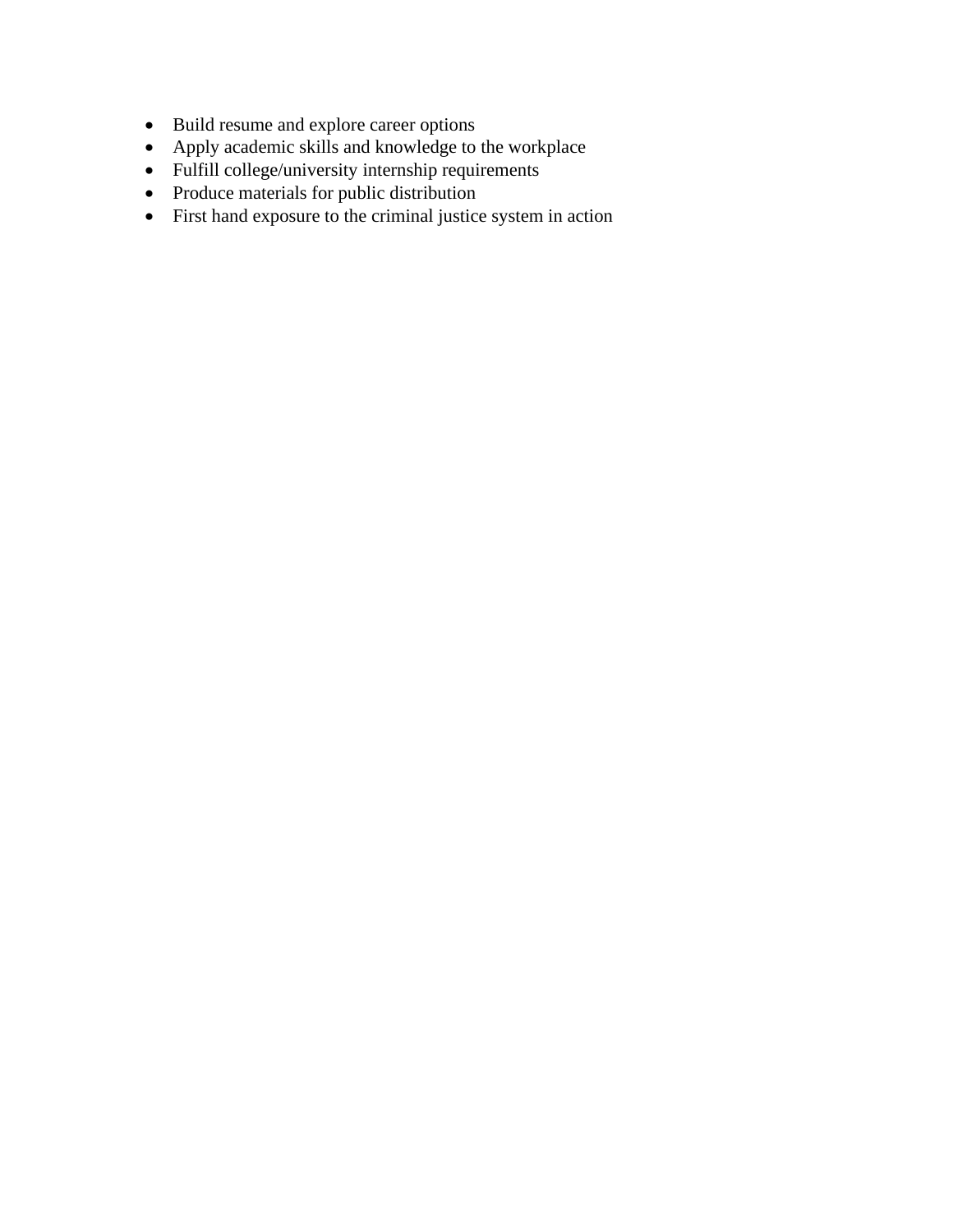- Build resume and explore career options
- Apply academic skills and knowledge to the workplace
- Fulfill college/university internship requirements
- Produce materials for public distribution
- First hand exposure to the criminal justice system in action